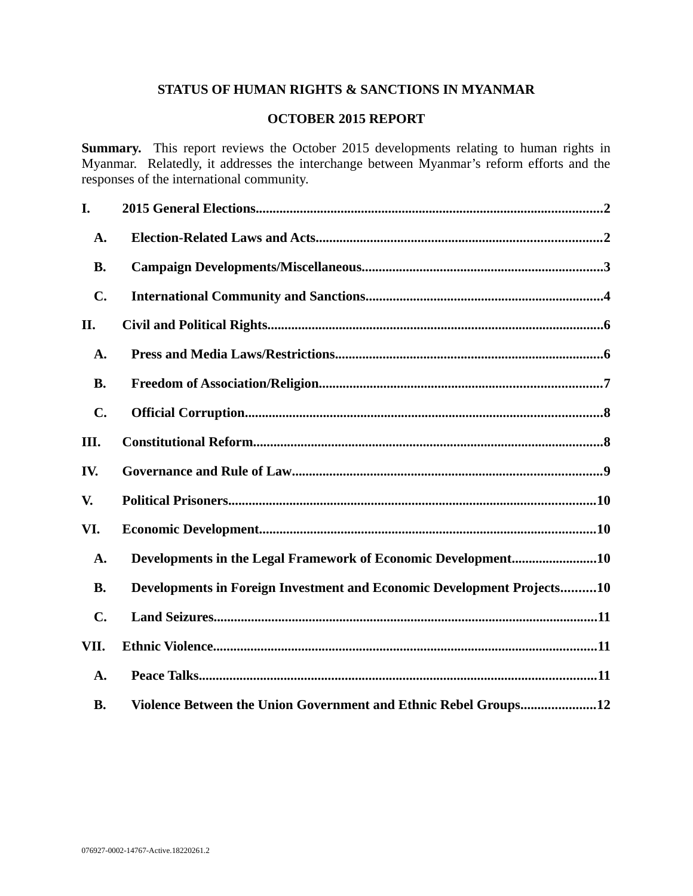# STATUS OF HUMAN RIGHTS & SANCTIONS IN MYANMAR

## OCTOBER 2015 REPORT

**Summary.** This report reviews the October 2015 developments relating to human rights in Myanmar. Relatedly, it addresses the interchange between Myanmar's reform efforts and the responses of the international community.

**I. 2015 General Elections....................2**

- **A. Election-Related Laws and Acts....................2**
- **B. Campaign Developments/Miscellaneous....................3**
- **C. International Community and Sanctions....................4**

**II. Civil and Political Rights....................6**

- **A. Press and Media Laws/Restrictions....................6**
- **B. Freedom of Association/Religion....................7**
- **C. Official Corruption....................8**

**III. Constitutional Reform....................8**

**IV. Governance and Rule of Law....................9**

**V. Political Prisoners....................10**

**VI. Economic Development....................10**

- **A. Developments in the Legal Framework of Economic Development....................10**
- **B. Developments in Foreign Investment and Economic Development Projects....................10**
- **C. Land Seizures....................11**

**VII. Ethnic Violence....................11**

- **A. Peace Talks....................11**
- **B. Violence Between the Union Government and Ethnic Rebel Groups....................12**

076927-0002-14767-Active.18220261.2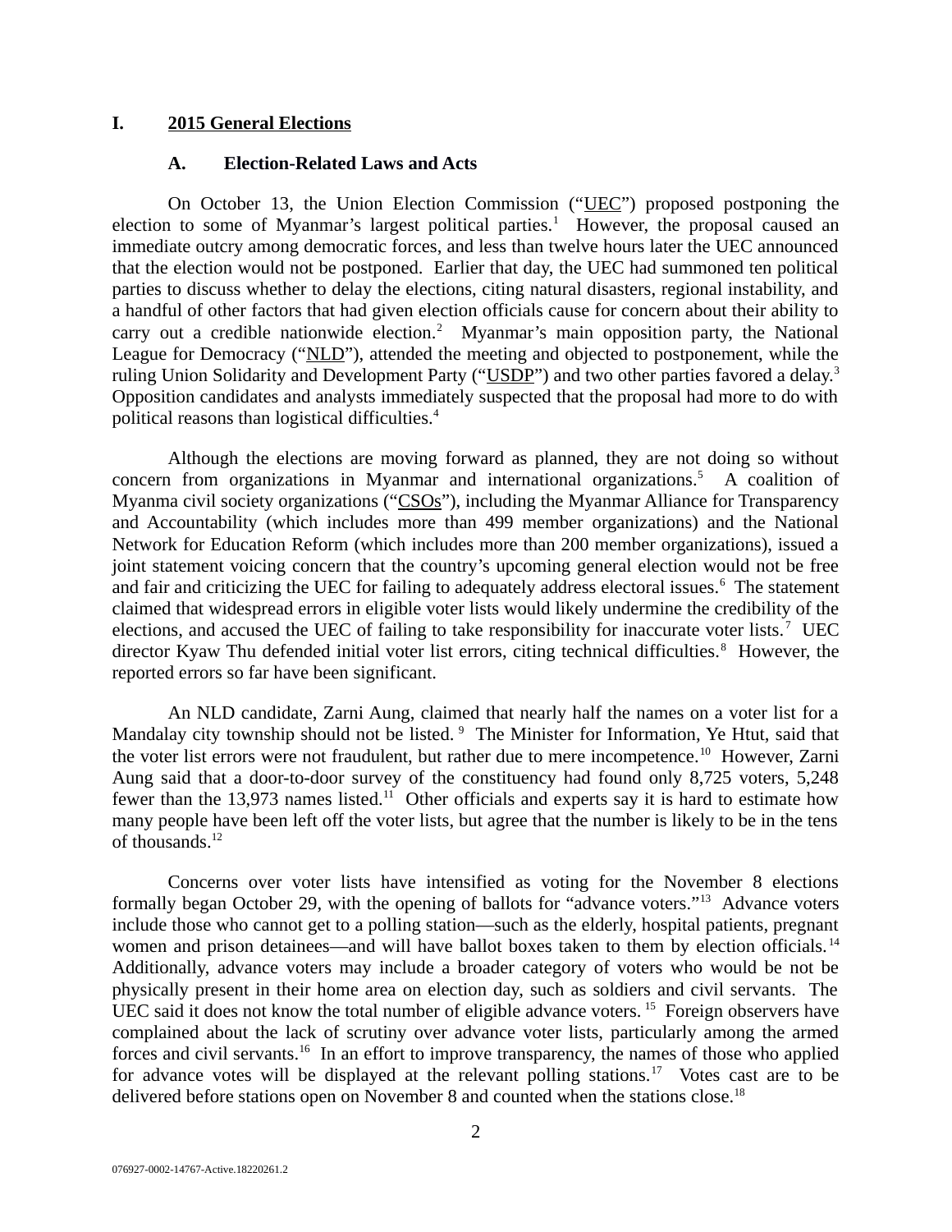# I. 2015 General Elections

## A. Election-Related Laws and Acts

On October 13, the Union Election Commission ("UEC") proposed postponing the election to some of Myanmar's largest political parties.[1] However, the proposal caused an immediate outcry among democratic forces, and less than twelve hours later the UEC announced that the election would not be postponed. Earlier that day, the UEC had summoned ten political parties to discuss whether to delay the elections, citing natural disasters, regional instability, and a handful of other factors that had given election officials cause for concern about their ability to carry out a credible nationwide election.[2] Myanmar's main opposition party, the National League for Democracy ("NLD"), attended the meeting and objected to postponement, while the ruling Union Solidarity and Development Party ("USDP") and two other parties favored a delay.[3] Opposition candidates and analysts immediately suspected that the proposal had more to do with political reasons than logistical difficulties.[4]

Although the elections are moving forward as planned, they are not doing so without concern from organizations in Myanmar and international organizations.[5] A coalition of Myanma civil society organizations ("CSOs"), including the Myanmar Alliance for Transparency and Accountability (which includes more than 499 member organizations) and the National Network for Education Reform (which includes more than 200 member organizations), issued a joint statement voicing concern that the country's upcoming general election would not be free and fair and criticizing the UEC for failing to adequately address electoral issues.[6] The statement claimed that widespread errors in eligible voter lists would likely undermine the credibility of the elections, and accused the UEC of failing to take responsibility for inaccurate voter lists.[7] UEC director Kyaw Thu defended initial voter list errors, citing technical difficulties.[8] However, the reported errors so far have been significant.

An NLD candidate, Zarni Aung, claimed that nearly half the names on a voter list for a Mandalay city township should not be listed.[9] The Minister for Information, Ye Htut, said that the voter list errors were not fraudulent, but rather due to mere incompetence.[10] However, Zarni Aung said that a door-to-door survey of the constituency had found only 8,725 voters, 5,248 fewer than the 13,973 names listed.[11] Other officials and experts say it is hard to estimate how many people have been left off the voter lists, but agree that the number is likely to be in the tens of thousands.[12]

Concerns over voter lists have intensified as voting for the November 8 elections formally began October 29, with the opening of ballots for "advance voters."[13] Advance voters include those who cannot get to a polling station—such as the elderly, hospital patients, pregnant women and prison detainees—and will have ballot boxes taken to them by election officials.[14] Additionally, advance voters may include a broader category of voters who would be not be physically present in their home area on election day, such as soldiers and civil servants. The UEC said it does not know the total number of eligible advance voters.[15] Foreign observers have complained about the lack of scrutiny over advance voter lists, particularly among the armed forces and civil servants.[16] In an effort to improve transparency, the names of those who applied for advance votes will be displayed at the relevant polling stations.[17] Votes cast are to be delivered before stations open on November 8 and counted when the stations close.[18]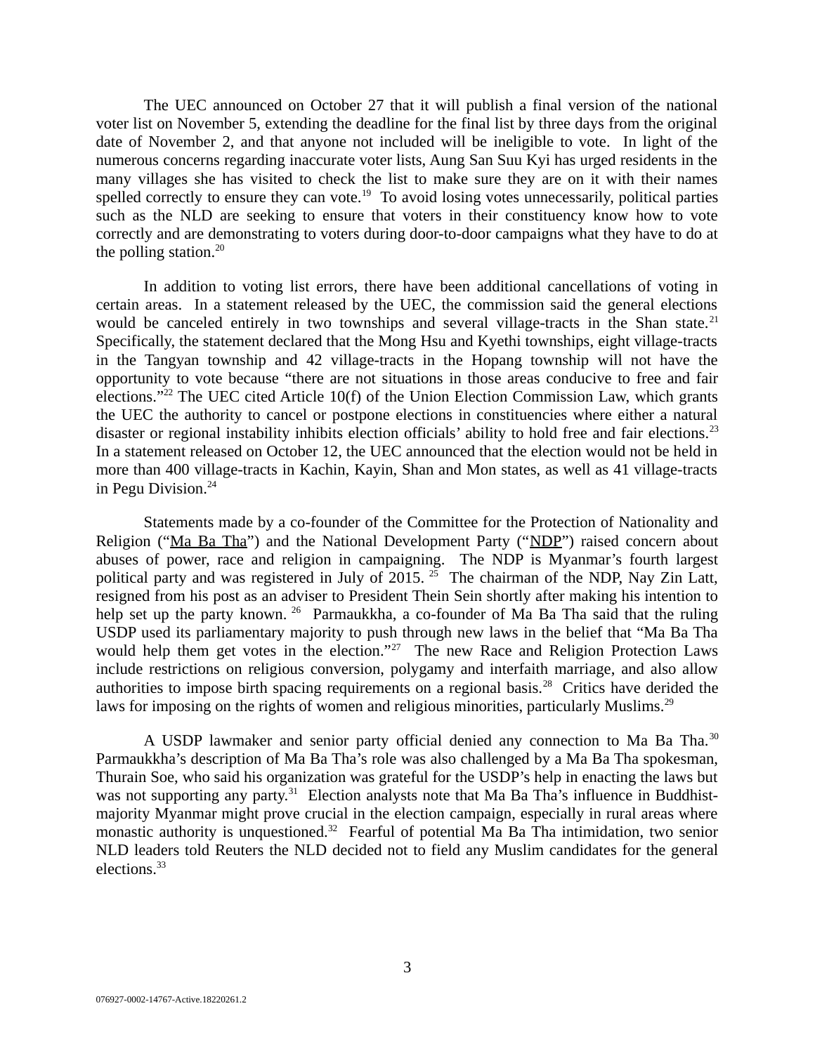The UEC announced on October 27 that it will publish a final version of the national voter list on November 5, extending the deadline for the final list by three days from the original date of November 2, and that anyone not included will be ineligible to vote. In light of the numerous concerns regarding inaccurate voter lists, Aung San Suu Kyi has urged residents in the many villages she has visited to check the list to make sure they are on it with their names spelled correctly to ensure they can vote.[19] To avoid losing votes unnecessarily, political parties such as the NLD are seeking to ensure that voters in their constituency know how to vote correctly and are demonstrating to voters during door-to-door campaigns what they have to do at the polling station.[20]

In addition to voting list errors, there have been additional cancellations of voting in certain areas. In a statement released by the UEC, the commission said the general elections would be canceled entirely in two townships and several village-tracts in the Shan state.[21] Specifically, the statement declared that the Mong Hsu and Kyethi townships, eight village-tracts in the Tangyan township and 42 village-tracts in the Hopang township will not have the opportunity to vote because "there are not situations in those areas conducive to free and fair elections."[22] The UEC cited Article 10(f) of the Union Election Commission Law, which grants the UEC the authority to cancel or postpone elections in constituencies where either a natural disaster or regional instability inhibits election officials' ability to hold free and fair elections.[23] In a statement released on October 12, the UEC announced that the election would not be held in more than 400 village-tracts in Kachin, Kayin, Shan and Mon states, as well as 41 village-tracts in Pegu Division.[24]

Statements made by a co-founder of the Committee for the Protection of Nationality and Religion ("Ma Ba Tha") and the National Development Party ("NDP") raised concern about abuses of power, race and religion in campaigning. The NDP is Myanmar's fourth largest political party and was registered in July of 2015.[25] The chairman of the NDP, Nay Zin Latt, resigned from his post as an adviser to President Thein Sein shortly after making his intention to help set up the party known.[26] Parmaukkha, a co-founder of Ma Ba Tha said that the ruling USDP used its parliamentary majority to push through new laws in the belief that "Ma Ba Tha would help them get votes in the election."[27] The new Race and Religion Protection Laws include restrictions on religious conversion, polygamy and interfaith marriage, and also allow authorities to impose birth spacing requirements on a regional basis.[28] Critics have derided the laws for imposing on the rights of women and religious minorities, particularly Muslims.[29]

A USDP lawmaker and senior party official denied any connection to Ma Ba Tha.[30] Parmaukkha's description of Ma Ba Tha's role was also challenged by a Ma Ba Tha spokesman, Thurain Soe, who said his organization was grateful for the USDP's help in enacting the laws but was not supporting any party.[31] Election analysts note that Ma Ba Tha's influence in Buddhist-majority Myanmar might prove crucial in the election campaign, especially in rural areas where monastic authority is unquestioned.[32] Fearful of potential Ma Ba Tha intimidation, two senior NLD leaders told Reuters the NLD decided not to field any Muslim candidates for the general elections.[33]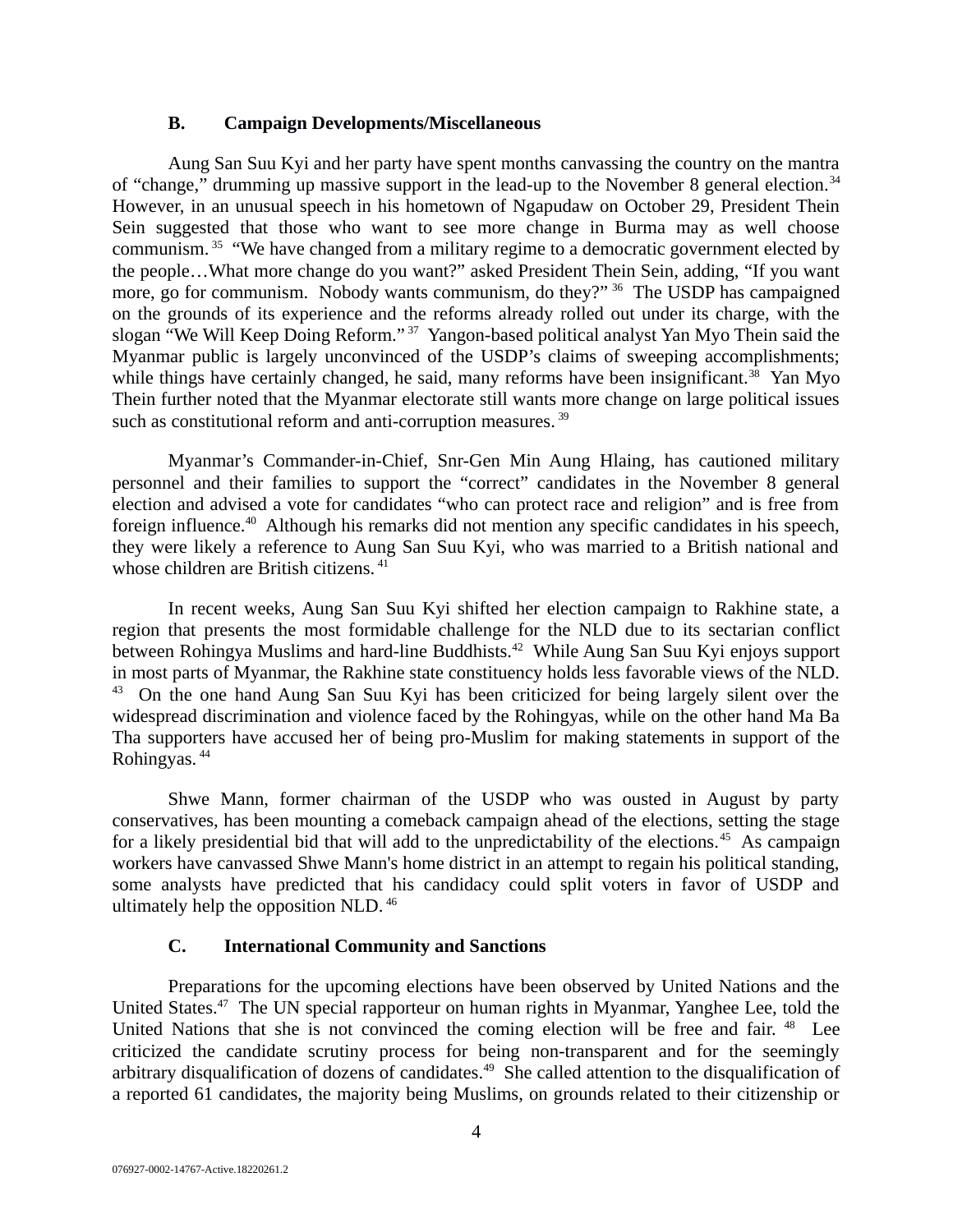### B. Campaign Developments/Miscellaneous

Aung San Suu Kyi and her party have spent months canvassing the country on the mantra of "change," drumming up massive support in the lead-up to the November 8 general election.[34] However, in an unusual speech in his hometown of Ngapudaw on October 29, President Thein Sein suggested that those who want to see more change in Burma may as well choose communism.[35] "We have changed from a military regime to a democratic government elected by the people…What more change do you want?" asked President Thein Sein, adding, "If you want more, go for communism. Nobody wants communism, do they?"[36] The USDP has campaigned on the grounds of its experience and the reforms already rolled out under its charge, with the slogan "We Will Keep Doing Reform."[37] Yangon-based political analyst Yan Myo Thein said the Myanmar public is largely unconvinced of the USDP's claims of sweeping accomplishments; while things have certainly changed, he said, many reforms have been insignificant.[38] Yan Myo Thein further noted that the Myanmar electorate still wants more change on large political issues such as constitutional reform and anti-corruption measures.[39]

Myanmar's Commander-in-Chief, Snr-Gen Min Aung Hlaing, has cautioned military personnel and their families to support the "correct" candidates in the November 8 general election and advised a vote for candidates "who can protect race and religion" and is free from foreign influence.[40] Although his remarks did not mention any specific candidates in his speech, they were likely a reference to Aung San Suu Kyi, who was married to a British national and whose children are British citizens.[41]

In recent weeks, Aung San Suu Kyi shifted her election campaign to Rakhine state, a region that presents the most formidable challenge for the NLD due to its sectarian conflict between Rohingya Muslims and hard-line Buddhists.[42] While Aung San Suu Kyi enjoys support in most parts of Myanmar, the Rakhine state constituency holds less favorable views of the NLD.[43] On the one hand Aung San Suu Kyi has been criticized for being largely silent over the widespread discrimination and violence faced by the Rohingyas, while on the other hand Ma Ba Tha supporters have accused her of being pro-Muslim for making statements in support of the Rohingyas.[44]

Shwe Mann, former chairman of the USDP who was ousted in August by party conservatives, has been mounting a comeback campaign ahead of the elections, setting the stage for a likely presidential bid that will add to the unpredictability of the elections.[45] As campaign workers have canvassed Shwe Mann's home district in an attempt to regain his political standing, some analysts have predicted that his candidacy could split voters in favor of USDP and ultimately help the opposition NLD.[46]

### C. International Community and Sanctions

Preparations for the upcoming elections have been observed by United Nations and the United States.[47] The UN special rapporteur on human rights in Myanmar, Yanghee Lee, told the United Nations that she is not convinced the coming election will be free and fair.[48] Lee criticized the candidate scrutiny process for being non-transparent and for the seemingly arbitrary disqualification of dozens of candidates.[49] She called attention to the disqualification of a reported 61 candidates, the majority being Muslims, on grounds related to their citizenship or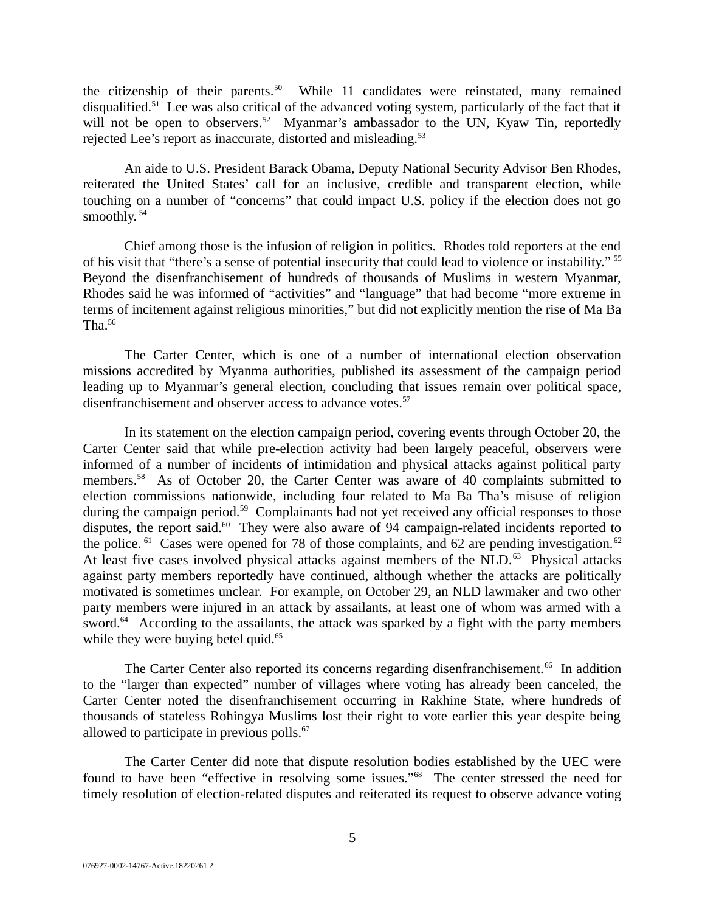the citizenship of their parents.[50] While 11 candidates were reinstated, many remained disqualified.[51] Lee was also critical of the advanced voting system, particularly of the fact that it will not be open to observers.[52] Myanmar's ambassador to the UN, Kyaw Tin, reportedly rejected Lee's report as inaccurate, distorted and misleading.[53]

An aide to U.S. President Barack Obama, Deputy National Security Advisor Ben Rhodes, reiterated the United States' call for an inclusive, credible and transparent election, while touching on a number of "concerns" that could impact U.S. policy if the election does not go smoothly.[54]

Chief among those is the infusion of religion in politics. Rhodes told reporters at the end of his visit that "there's a sense of potential insecurity that could lead to violence or instability."[55] Beyond the disenfranchisement of hundreds of thousands of Muslims in western Myanmar, Rhodes said he was informed of "activities" and "language" that had become "more extreme in terms of incitement against religious minorities," but did not explicitly mention the rise of Ma Ba Tha.[56]

The Carter Center, which is one of a number of international election observation missions accredited by Myanma authorities, published its assessment of the campaign period leading up to Myanmar's general election, concluding that issues remain over political space, disenfranchisement and observer access to advance votes.[57]

In its statement on the election campaign period, covering events through October 20, the Carter Center said that while pre-election activity had been largely peaceful, observers were informed of a number of incidents of intimidation and physical attacks against political party members.[58] As of October 20, the Carter Center was aware of 40 complaints submitted to election commissions nationwide, including four related to Ma Ba Tha's misuse of religion during the campaign period.[59] Complainants had not yet received any official responses to those disputes, the report said.[60] They were also aware of 94 campaign-related incidents reported to the police.[61] Cases were opened for 78 of those complaints, and 62 are pending investigation.[62] At least five cases involved physical attacks against members of the NLD.[63] Physical attacks against party members reportedly have continued, although whether the attacks are politically motivated is sometimes unclear. For example, on October 29, an NLD lawmaker and two other party members were injured in an attack by assailants, at least one of whom was armed with a sword.[64] According to the assailants, the attack was sparked by a fight with the party members while they were buying betel quid.[65]

The Carter Center also reported its concerns regarding disenfranchisement.[66] In addition to the "larger than expected" number of villages where voting has already been canceled, the Carter Center noted the disenfranchisement occurring in Rakhine State, where hundreds of thousands of stateless Rohingya Muslims lost their right to vote earlier this year despite being allowed to participate in previous polls.[67]

The Carter Center did note that dispute resolution bodies established by the UEC were found to have been "effective in resolving some issues."[68] The center stressed the need for timely resolution of election-related disputes and reiterated its request to observe advance voting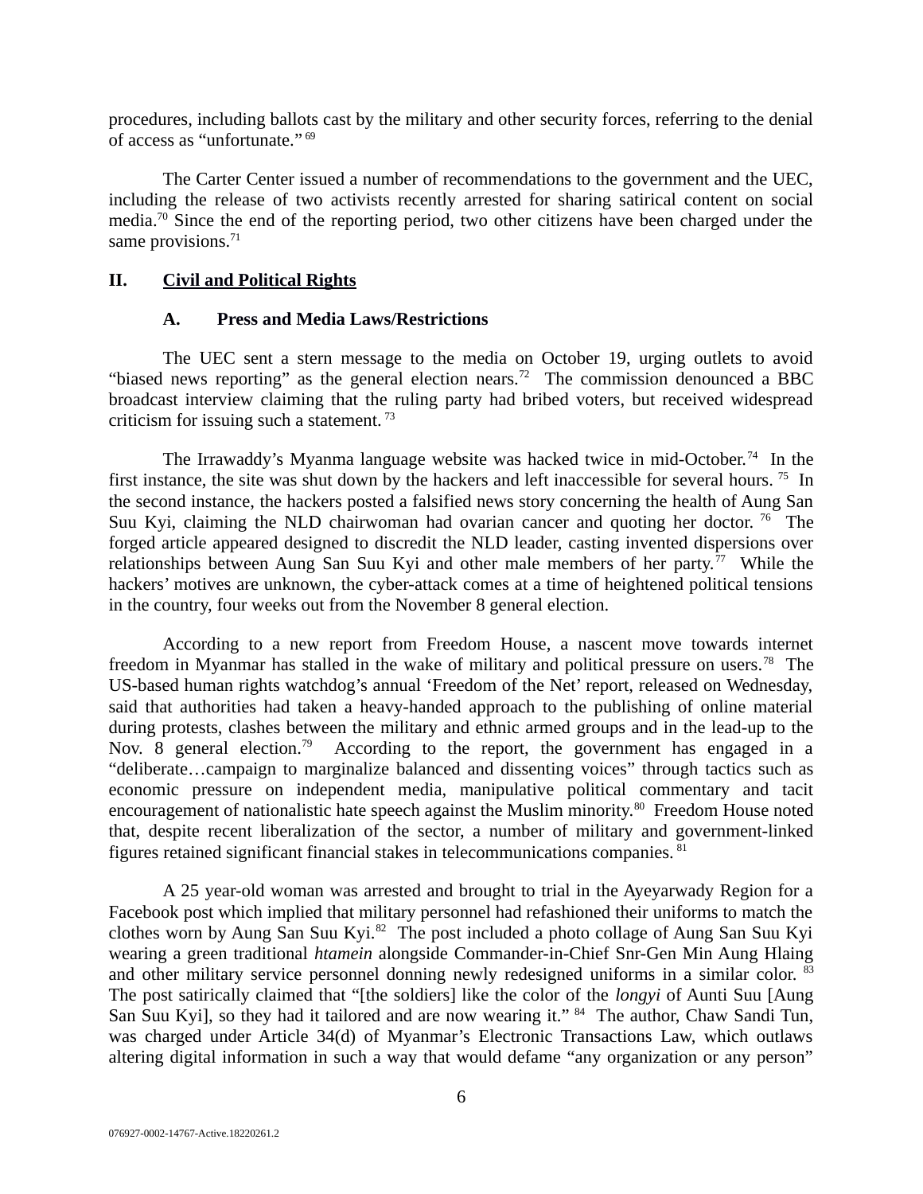procedures, including ballots cast by the military and other security forces, referring to the denial of access as "unfortunate." [69]

The Carter Center issued a number of recommendations to the government and the UEC, including the release of two activists recently arrested for sharing satirical content on social media.[70] Since the end of the reporting period, two other citizens have been charged under the same provisions.[71]

## II. Civil and Political Rights

### A. Press and Media Laws/Restrictions

The UEC sent a stern message to the media on October 19, urging outlets to avoid "biased news reporting" as the general election nears.[72] The commission denounced a BBC broadcast interview claiming that the ruling party had bribed voters, but received widespread criticism for issuing such a statement. [73]

The Irrawaddy's Myanma language website was hacked twice in mid-October.[74] In the first instance, the site was shut down by the hackers and left inaccessible for several hours. [75] In the second instance, the hackers posted a falsified news story concerning the health of Aung San Suu Kyi, claiming the NLD chairwoman had ovarian cancer and quoting her doctor. [76] The forged article appeared designed to discredit the NLD leader, casting invented dispersions over relationships between Aung San Suu Kyi and other male members of her party.[77] While the hackers' motives are unknown, the cyber-attack comes at a time of heightened political tensions in the country, four weeks out from the November 8 general election.

According to a new report from Freedom House, a nascent move towards internet freedom in Myanmar has stalled in the wake of military and political pressure on users.[78] The US-based human rights watchdog's annual 'Freedom of the Net' report, released on Wednesday, said that authorities had taken a heavy-handed approach to the publishing of online material during protests, clashes between the military and ethnic armed groups and in the lead-up to the Nov. 8 general election.[79] According to the report, the government has engaged in a "deliberate…campaign to marginalize balanced and dissenting voices" through tactics such as economic pressure on independent media, manipulative political commentary and tacit encouragement of nationalistic hate speech against the Muslim minority.[80] Freedom House noted that, despite recent liberalization of the sector, a number of military and government-linked figures retained significant financial stakes in telecommunications companies. [81]

A 25 year-old woman was arrested and brought to trial in the Ayeyarwady Region for a Facebook post which implied that military personnel had refashioned their uniforms to match the clothes worn by Aung San Suu Kyi.[82] The post included a photo collage of Aung San Suu Kyi wearing a green traditional *htamein* alongside Commander-in-Chief Snr-Gen Min Aung Hlaing and other military service personnel donning newly redesigned uniforms in a similar color. [83] The post satirically claimed that "[the soldiers] like the color of the *longyi* of Aunti Suu [Aung San Suu Kyi], so they had it tailored and are now wearing it." [84] The author, Chaw Sandi Tun, was charged under Article 34(d) of Myanmar's Electronic Transactions Law, which outlaws altering digital information in such a way that would defame "any organization or any person"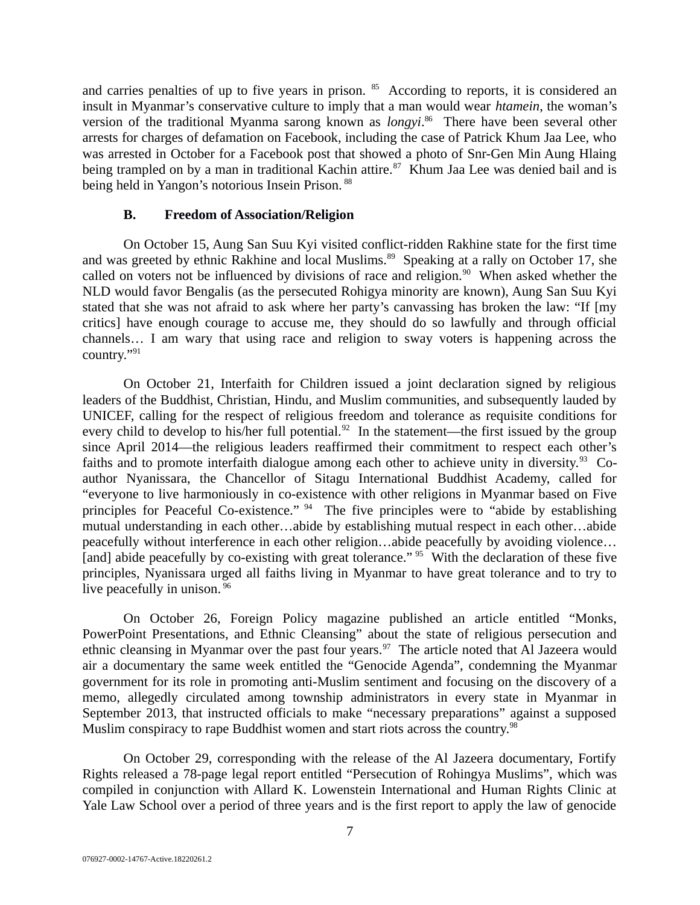and carries penalties of up to five years in prison. [85] According to reports, it is considered an insult in Myanmar's conservative culture to imply that a man would wear *htamein*, the woman's version of the traditional Myanma sarong known as *longyi*.[86] There have been several other arrests for charges of defamation on Facebook, including the case of Patrick Khum Jaa Lee, who was arrested in October for a Facebook post that showed a photo of Snr-Gen Min Aung Hlaing being trampled on by a man in traditional Kachin attire.[87] Khum Jaa Lee was denied bail and is being held in Yangon's notorious Insein Prison. [88]

### B. Freedom of Association/Religion

On October 15, Aung San Suu Kyi visited conflict-ridden Rakhine state for the first time and was greeted by ethnic Rakhine and local Muslims.[89] Speaking at a rally on October 17, she called on voters not be influenced by divisions of race and religion.[90] When asked whether the NLD would favor Bengalis (as the persecuted Rohigya minority are known), Aung San Suu Kyi stated that she was not afraid to ask where her party's canvassing has broken the law: "If [my critics] have enough courage to accuse me, they should do so lawfully and through official channels… I am wary that using race and religion to sway voters is happening across the country."[91]

On October 21, Interfaith for Children issued a joint declaration signed by religious leaders of the Buddhist, Christian, Hindu, and Muslim communities, and subsequently lauded by UNICEF, calling for the respect of religious freedom and tolerance as requisite conditions for every child to develop to his/her full potential.[92] In the statement—the first issued by the group since April 2014—the religious leaders reaffirmed their commitment to respect each other's faiths and to promote interfaith dialogue among each other to achieve unity in diversity.[93] Co-author Nyanissara, the Chancellor of Sitagu International Buddhist Academy, called for "everyone to live harmoniously in co-existence with other religions in Myanmar based on Five principles for Peaceful Co-existence." [94] The five principles were to "abide by establishing mutual understanding in each other…abide by establishing mutual respect in each other…abide peacefully without interference in each other religion…abide peacefully by avoiding violence… [and] abide peacefully by co-existing with great tolerance." [95] With the declaration of these five principles, Nyanissara urged all faiths living in Myanmar to have great tolerance and to try to live peacefully in unison. [96]

On October 26, Foreign Policy magazine published an article entitled "Monks, PowerPoint Presentations, and Ethnic Cleansing" about the state of religious persecution and ethnic cleansing in Myanmar over the past four years.[97] The article noted that Al Jazeera would air a documentary the same week entitled the "Genocide Agenda", condemning the Myanmar government for its role in promoting anti-Muslim sentiment and focusing on the discovery of a memo, allegedly circulated among township administrators in every state in Myanmar in September 2013, that instructed officials to make "necessary preparations" against a supposed Muslim conspiracy to rape Buddhist women and start riots across the country.[98]

On October 29, corresponding with the release of the Al Jazeera documentary, Fortify Rights released a 78-page legal report entitled "Persecution of Rohingya Muslims", which was compiled in conjunction with Allard K. Lowenstein International and Human Rights Clinic at Yale Law School over a period of three years and is the first report to apply the law of genocide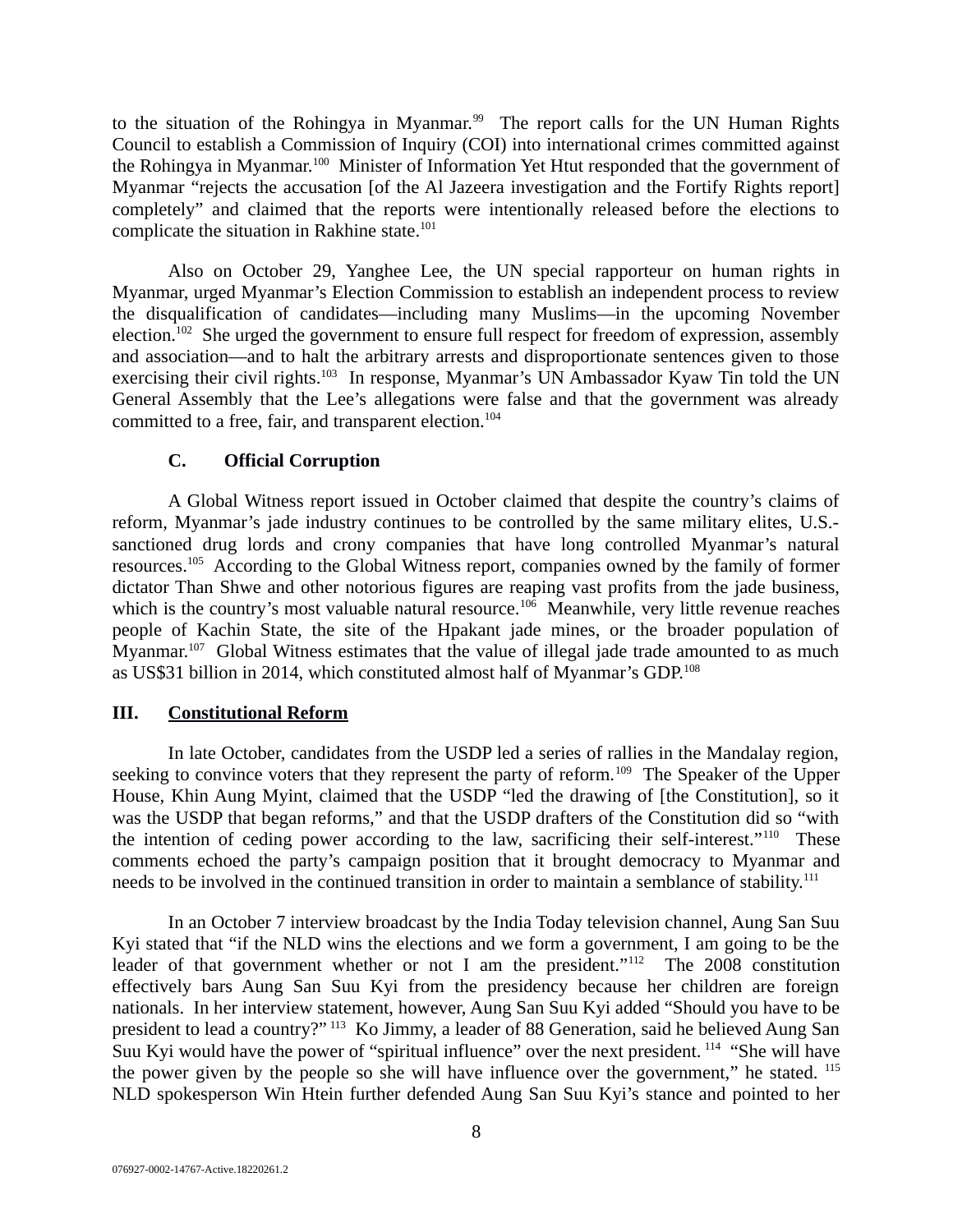to the situation of the Rohingya in Myanmar.[99] The report calls for the UN Human Rights Council to establish a Commission of Inquiry (COI) into international crimes committed against the Rohingya in Myanmar.[100] Minister of Information Yet Htut responded that the government of Myanmar "rejects the accusation [of the Al Jazeera investigation and the Fortify Rights report] completely" and claimed that the reports were intentionally released before the elections to complicate the situation in Rakhine state.[101]

Also on October 29, Yanghee Lee, the UN special rapporteur on human rights in Myanmar, urged Myanmar's Election Commission to establish an independent process to review the disqualification of candidates—including many Muslims—in the upcoming November election.[102] She urged the government to ensure full respect for freedom of expression, assembly and association—and to halt the arbitrary arrests and disproportionate sentences given to those exercising their civil rights.[103] In response, Myanmar's UN Ambassador Kyaw Tin told the UN General Assembly that the Lee's allegations were false and that the government was already committed to a free, fair, and transparent election.[104]

### C. Official Corruption

A Global Witness report issued in October claimed that despite the country's claims of reform, Myanmar's jade industry continues to be controlled by the same military elites, U.S.-sanctioned drug lords and crony companies that have long controlled Myanmar's natural resources.[105] According to the Global Witness report, companies owned by the family of former dictator Than Shwe and other notorious figures are reaping vast profits from the jade business, which is the country's most valuable natural resource.[106] Meanwhile, very little revenue reaches people of Kachin State, the site of the Hpakant jade mines, or the broader population of Myanmar.[107] Global Witness estimates that the value of illegal jade trade amounted to as much as US$31 billion in 2014, which constituted almost half of Myanmar's GDP.[108]

## III. Constitutional Reform

In late October, candidates from the USDP led a series of rallies in the Mandalay region, seeking to convince voters that they represent the party of reform.[109] The Speaker of the Upper House, Khin Aung Myint, claimed that the USDP "led the drawing of [the Constitution], so it was the USDP that began reforms," and that the USDP drafters of the Constitution did so "with the intention of ceding power according to the law, sacrificing their self-interest."[110] These comments echoed the party's campaign position that it brought democracy to Myanmar and needs to be involved in the continued transition in order to maintain a semblance of stability.[111]

In an October 7 interview broadcast by the India Today television channel, Aung San Suu Kyi stated that "if the NLD wins the elections and we form a government, I am going to be the leader of that government whether or not I am the president."[112] The 2008 constitution effectively bars Aung San Suu Kyi from the presidency because her children are foreign nationals. In her interview statement, however, Aung San Suu Kyi added "Should you have to be president to lead a country?"[113] Ko Jimmy, a leader of 88 Generation, said he believed Aung San Suu Kyi would have the power of "spiritual influence" over the next president.[114] "She will have the power given by the people so she will have influence over the government," he stated.[115] NLD spokesperson Win Htein further defended Aung San Suu Kyi's stance and pointed to her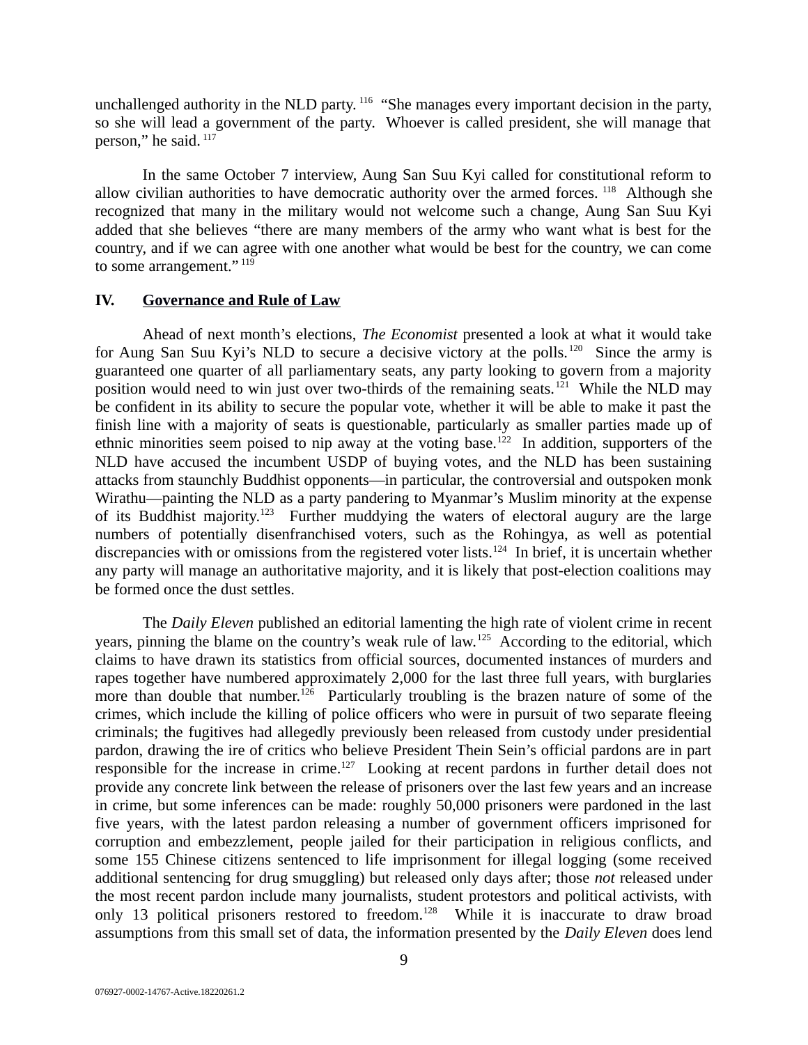unchallenged authority in the NLD party.[116] "She manages every important decision in the party, so she will lead a government of the party. Whoever is called president, she will manage that person," he said.[117]

In the same October 7 interview, Aung San Suu Kyi called for constitutional reform to allow civilian authorities to have democratic authority over the armed forces.[118] Although she recognized that many in the military would not welcome such a change, Aung San Suu Kyi added that she believes "there are many members of the army who want what is best for the country, and if we can agree with one another what would be best for the country, we can come to some arrangement."[119]

## IV. Governance and Rule of Law

Ahead of next month's elections, *The Economist* presented a look at what it would take for Aung San Suu Kyi's NLD to secure a decisive victory at the polls.[120] Since the army is guaranteed one quarter of all parliamentary seats, any party looking to govern from a majority position would need to win just over two-thirds of the remaining seats.[121] While the NLD may be confident in its ability to secure the popular vote, whether it will be able to make it past the finish line with a majority of seats is questionable, particularly as smaller parties made up of ethnic minorities seem poised to nip away at the voting base.[122] In addition, supporters of the NLD have accused the incumbent USDP of buying votes, and the NLD has been sustaining attacks from staunchly Buddhist opponents—in particular, the controversial and outspoken monk Wirathu—painting the NLD as a party pandering to Myanmar's Muslim minority at the expense of its Buddhist majority.[123] Further muddying the waters of electoral augury are the large numbers of potentially disenfranchised voters, such as the Rohingya, as well as potential discrepancies with or omissions from the registered voter lists.[124] In brief, it is uncertain whether any party will manage an authoritative majority, and it is likely that post-election coalitions may be formed once the dust settles.

The *Daily Eleven* published an editorial lamenting the high rate of violent crime in recent years, pinning the blame on the country's weak rule of law.[125] According to the editorial, which claims to have drawn its statistics from official sources, documented instances of murders and rapes together have numbered approximately 2,000 for the last three full years, with burglaries more than double that number.[126] Particularly troubling is the brazen nature of some of the crimes, which include the killing of police officers who were in pursuit of two separate fleeing criminals; the fugitives had allegedly previously been released from custody under presidential pardon, drawing the ire of critics who believe President Thein Sein's official pardons are in part responsible for the increase in crime.[127] Looking at recent pardons in further detail does not provide any concrete link between the release of prisoners over the last few years and an increase in crime, but some inferences can be made: roughly 50,000 prisoners were pardoned in the last five years, with the latest pardon releasing a number of government officers imprisoned for corruption and embezzlement, people jailed for their participation in religious conflicts, and some 155 Chinese citizens sentenced to life imprisonment for illegal logging (some received additional sentencing for drug smuggling) but released only days after; those *not* released under the most recent pardon include many journalists, student protestors and political activists, with only 13 political prisoners restored to freedom.[128] While it is inaccurate to draw broad assumptions from this small set of data, the information presented by the *Daily Eleven* does lend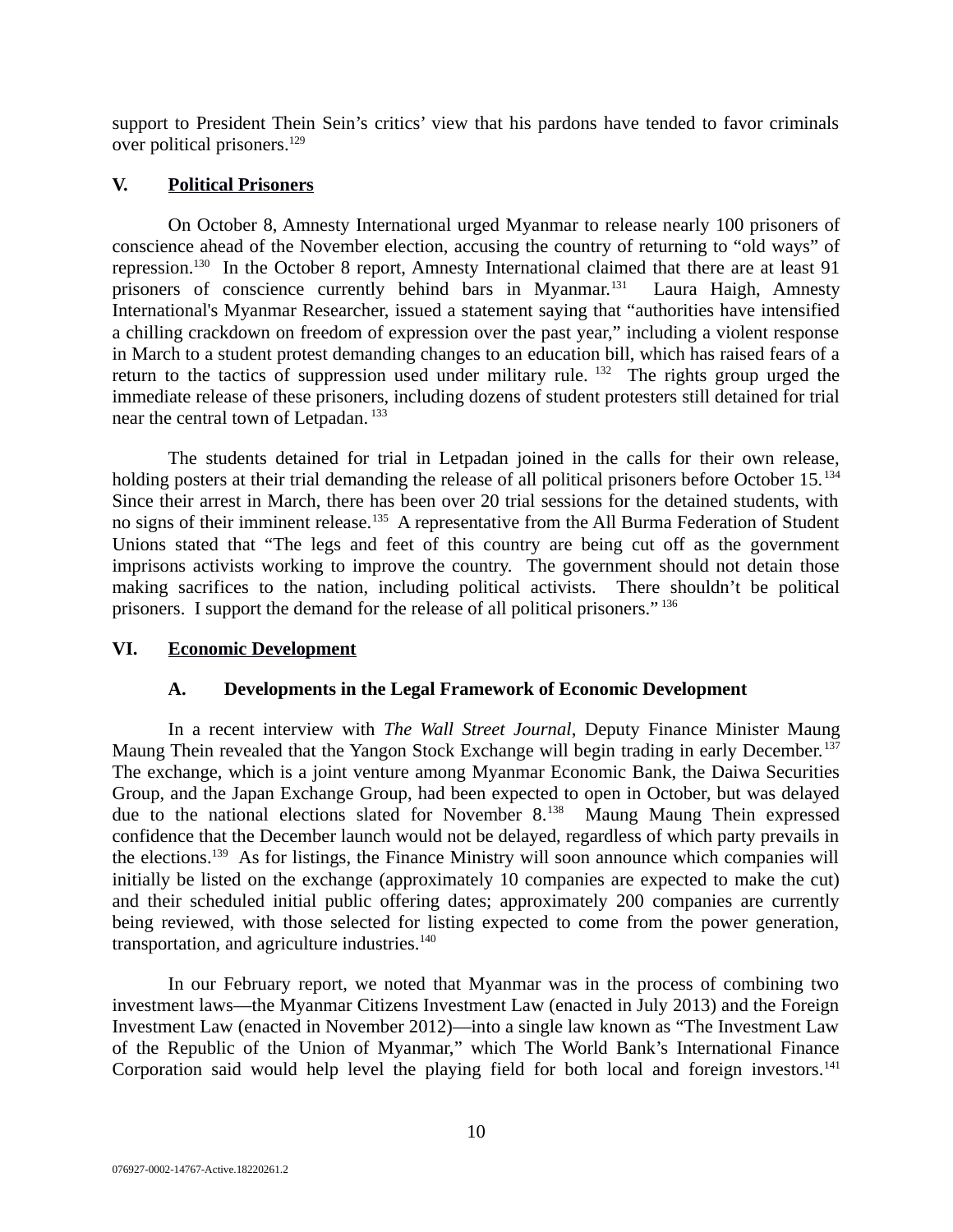support to President Thein Sein's critics' view that his pardons have tended to favor criminals over political prisoners.[129]

## V. Political Prisoners

On October 8, Amnesty International urged Myanmar to release nearly 100 prisoners of conscience ahead of the November election, accusing the country of returning to "old ways" of repression.[130] In the October 8 report, Amnesty International claimed that there are at least 91 prisoners of conscience currently behind bars in Myanmar.[131] Laura Haigh, Amnesty International's Myanmar Researcher, issued a statement saying that "authorities have intensified a chilling crackdown on freedom of expression over the past year," including a violent response in March to a student protest demanding changes to an education bill, which has raised fears of a return to the tactics of suppression used under military rule.[132] The rights group urged the immediate release of these prisoners, including dozens of student protesters still detained for trial near the central town of Letpadan.[133]

The students detained for trial in Letpadan joined in the calls for their own release, holding posters at their trial demanding the release of all political prisoners before October 15.[134] Since their arrest in March, there has been over 20 trial sessions for the detained students, with no signs of their imminent release.[135] A representative from the All Burma Federation of Student Unions stated that "The legs and feet of this country are being cut off as the government imprisons activists working to improve the country. The government should not detain those making sacrifices to the nation, including political activists. There shouldn't be political prisoners. I support the demand for the release of all political prisoners."[136]

## VI. Economic Development

### A. Developments in the Legal Framework of Economic Development

In a recent interview with *The Wall Street Journal*, Deputy Finance Minister Maung Maung Thein revealed that the Yangon Stock Exchange will begin trading in early December.[137] The exchange, which is a joint venture among Myanmar Economic Bank, the Daiwa Securities Group, and the Japan Exchange Group, had been expected to open in October, but was delayed due to the national elections slated for November 8.[138] Maung Maung Thein expressed confidence that the December launch would not be delayed, regardless of which party prevails in the elections.[139] As for listings, the Finance Ministry will soon announce which companies will initially be listed on the exchange (approximately 10 companies are expected to make the cut) and their scheduled initial public offering dates; approximately 200 companies are currently being reviewed, with those selected for listing expected to come from the power generation, transportation, and agriculture industries.[140]

In our February report, we noted that Myanmar was in the process of combining two investment laws—the Myanmar Citizens Investment Law (enacted in July 2013) and the Foreign Investment Law (enacted in November 2012)—into a single law known as "The Investment Law of the Republic of the Union of Myanmar," which The World Bank's International Finance Corporation said would help level the playing field for both local and foreign investors.[141]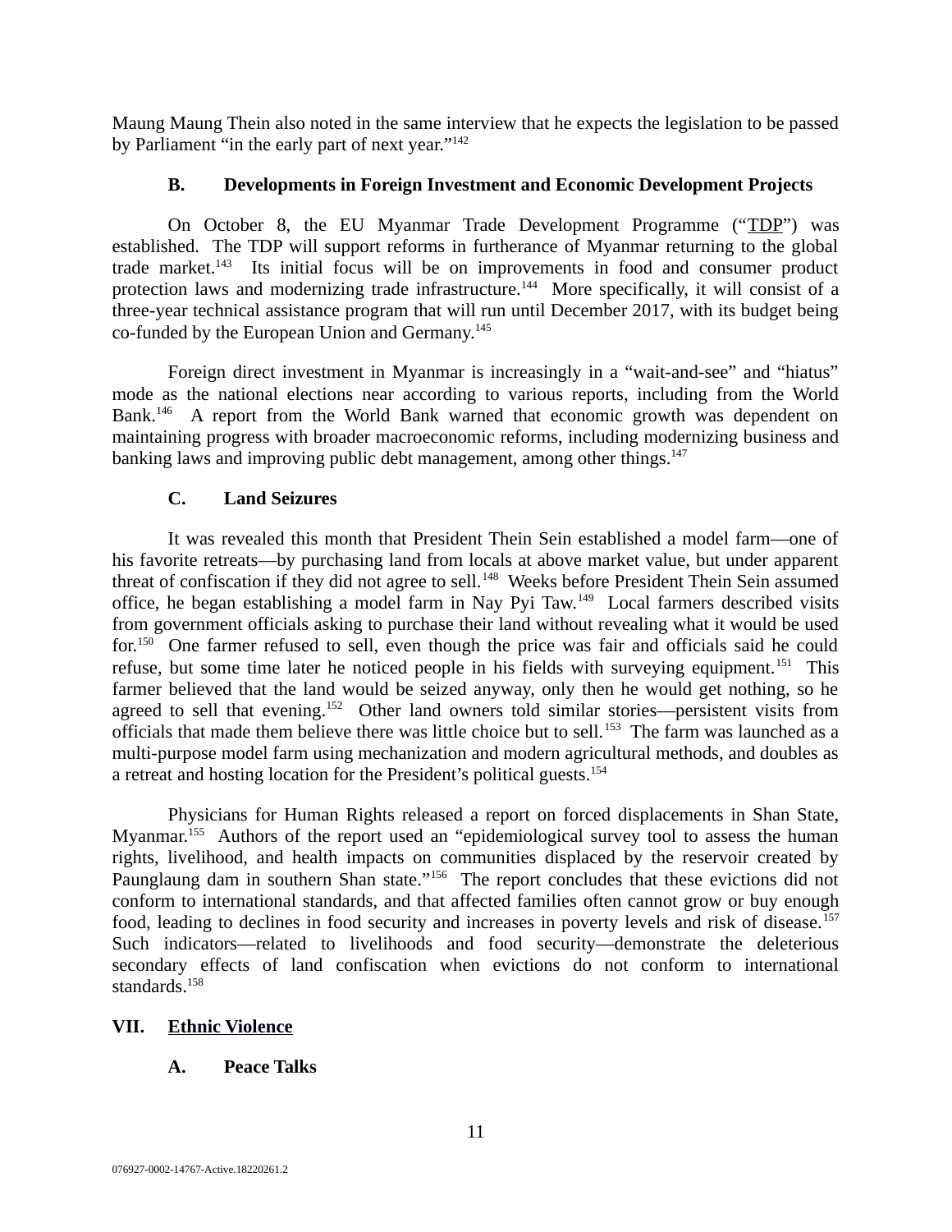Maung Maung Thein also noted in the same interview that he expects the legislation to be passed by Parliament "in the early part of next year."[142]

### B. Developments in Foreign Investment and Economic Development Projects

On October 8, the EU Myanmar Trade Development Programme ("TDP") was established. The TDP will support reforms in furtherance of Myanmar returning to the global trade market.[143] Its initial focus will be on improvements in food and consumer product protection laws and modernizing trade infrastructure.[144] More specifically, it will consist of a three-year technical assistance program that will run until December 2017, with its budget being co-funded by the European Union and Germany.[145]

Foreign direct investment in Myanmar is increasingly in a "wait-and-see" and "hiatus" mode as the national elections near according to various reports, including from the World Bank.[146] A report from the World Bank warned that economic growth was dependent on maintaining progress with broader macroeconomic reforms, including modernizing business and banking laws and improving public debt management, among other things.[147]

### C. Land Seizures

It was revealed this month that President Thein Sein established a model farm—one of his favorite retreats—by purchasing land from locals at above market value, but under apparent threat of confiscation if they did not agree to sell.[148] Weeks before President Thein Sein assumed office, he began establishing a model farm in Nay Pyi Taw.[149] Local farmers described visits from government officials asking to purchase their land without revealing what it would be used for.[150] One farmer refused to sell, even though the price was fair and officials said he could refuse, but some time later he noticed people in his fields with surveying equipment.[151] This farmer believed that the land would be seized anyway, only then he would get nothing, so he agreed to sell that evening.[152] Other land owners told similar stories—persistent visits from officials that made them believe there was little choice but to sell.[153] The farm was launched as a multi-purpose model farm using mechanization and modern agricultural methods, and doubles as a retreat and hosting location for the President's political guests.[154]

Physicians for Human Rights released a report on forced displacements in Shan State, Myanmar.[155] Authors of the report used an "epidemiological survey tool to assess the human rights, livelihood, and health impacts on communities displaced by the reservoir created by Paunglaung dam in southern Shan state."[156] The report concludes that these evictions did not conform to international standards, and that affected families often cannot grow or buy enough food, leading to declines in food security and increases in poverty levels and risk of disease.[157] Such indicators—related to livelihoods and food security—demonstrate the deleterious secondary effects of land confiscation when evictions do not conform to international standards.[158]

## VII. Ethnic Violence

### A. Peace Talks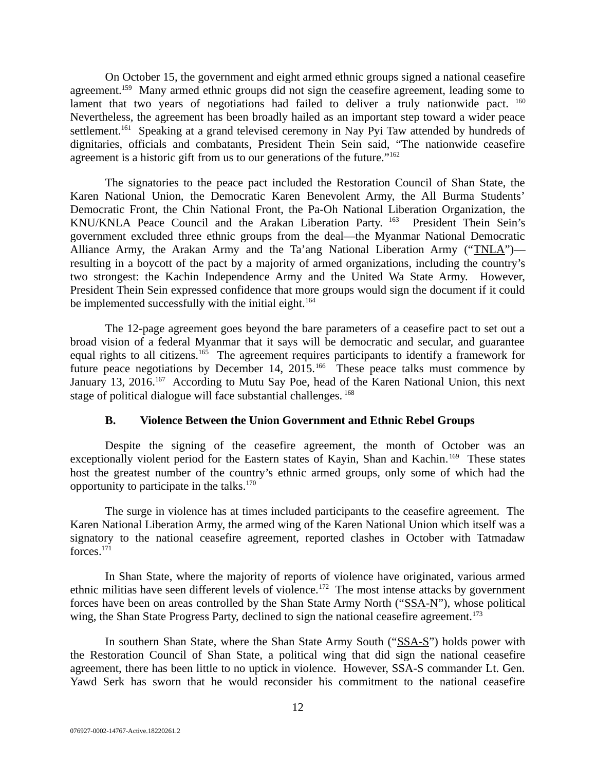On October 15, the government and eight armed ethnic groups signed a national ceasefire agreement.[159] Many armed ethnic groups did not sign the ceasefire agreement, leading some to lament that two years of negotiations had failed to deliver a truly nationwide pact.[160] Nevertheless, the agreement has been broadly hailed as an important step toward a wider peace settlement.[161] Speaking at a grand televised ceremony in Nay Pyi Taw attended by hundreds of dignitaries, officials and combatants, President Thein Sein said, "The nationwide ceasefire agreement is a historic gift from us to our generations of the future."[162]

The signatories to the peace pact included the Restoration Council of Shan State, the Karen National Union, the Democratic Karen Benevolent Army, the All Burma Students' Democratic Front, the Chin National Front, the Pa-Oh National Liberation Organization, the KNU/KNLA Peace Council and the Arakan Liberation Party.[163] President Thein Sein's government excluded three ethnic groups from the deal—the Myanmar National Democratic Alliance Army, the Arakan Army and the Ta'ang National Liberation Army ("TNLA")—resulting in a boycott of the pact by a majority of armed organizations, including the country's two strongest: the Kachin Independence Army and the United Wa State Army. However, President Thein Sein expressed confidence that more groups would sign the document if it could be implemented successfully with the initial eight.[164]

The 12-page agreement goes beyond the bare parameters of a ceasefire pact to set out a broad vision of a federal Myanmar that it says will be democratic and secular, and guarantee equal rights to all citizens.[165] The agreement requires participants to identify a framework for future peace negotiations by December 14, 2015.[166] These peace talks must commence by January 13, 2016.[167] According to Mutu Say Poe, head of the Karen National Union, this next stage of political dialogue will face substantial challenges.[168]

### B. Violence Between the Union Government and Ethnic Rebel Groups

Despite the signing of the ceasefire agreement, the month of October was an exceptionally violent period for the Eastern states of Kayin, Shan and Kachin.[169] These states host the greatest number of the country's ethnic armed groups, only some of which had the opportunity to participate in the talks.[170]

The surge in violence has at times included participants to the ceasefire agreement. The Karen National Liberation Army, the armed wing of the Karen National Union which itself was a signatory to the national ceasefire agreement, reported clashes in October with Tatmadaw forces.[171]

In Shan State, where the majority of reports of violence have originated, various armed ethnic militias have seen different levels of violence.[172] The most intense attacks by government forces have been on areas controlled by the Shan State Army North ("SSA-N"), whose political wing, the Shan State Progress Party, declined to sign the national ceasefire agreement.[173]

In southern Shan State, where the Shan State Army South ("SSA-S") holds power with the Restoration Council of Shan State, a political wing that did sign the national ceasefire agreement, there has been little to no uptick in violence. However, SSA-S commander Lt. Gen. Yawd Serk has sworn that he would reconsider his commitment to the national ceasefire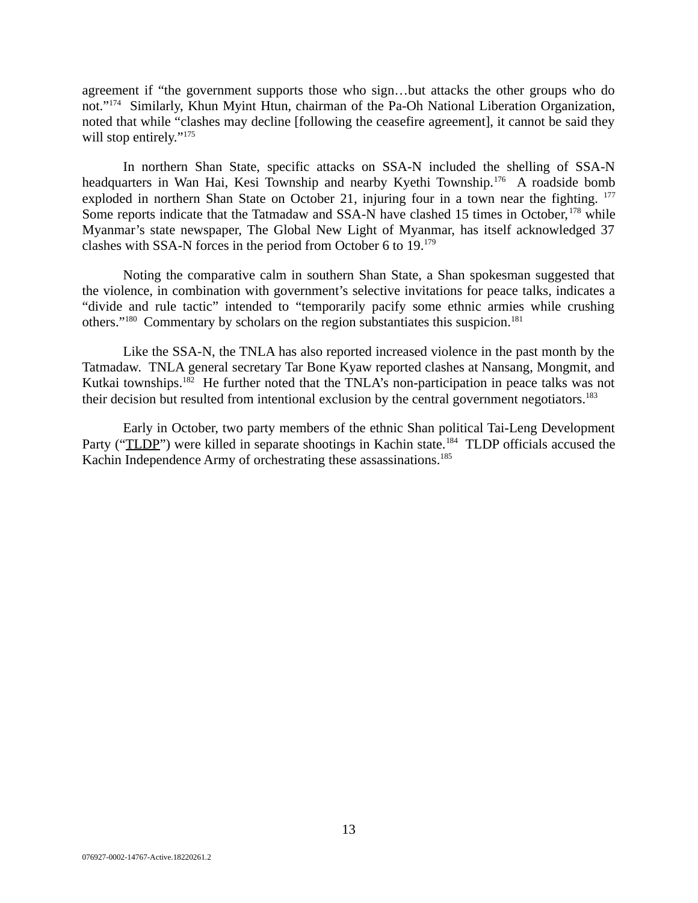agreement if "the government supports those who sign…but attacks the other groups who do not."[174] Similarly, Khun Myint Htun, chairman of the Pa-Oh National Liberation Organization, noted that while "clashes may decline [following the ceasefire agreement], it cannot be said they will stop entirely."[175]

In northern Shan State, specific attacks on SSA-N included the shelling of SSA-N headquarters in Wan Hai, Kesi Township and nearby Kyethi Township.[176] A roadside bomb exploded in northern Shan State on October 21, injuring four in a town near the fighting.[177] Some reports indicate that the Tatmadaw and SSA-N have clashed 15 times in October,[178] while Myanmar's state newspaper, The Global New Light of Myanmar, has itself acknowledged 37 clashes with SSA-N forces in the period from October 6 to 19.[179]

Noting the comparative calm in southern Shan State, a Shan spokesman suggested that the violence, in combination with government's selective invitations for peace talks, indicates a "divide and rule tactic" intended to "temporarily pacify some ethnic armies while crushing others."[180] Commentary by scholars on the region substantiates this suspicion.[181]

Like the SSA-N, the TNLA has also reported increased violence in the past month by the Tatmadaw. TNLA general secretary Tar Bone Kyaw reported clashes at Nansang, Mongmit, and Kutkai townships.[182] He further noted that the TNLA's non-participation in peace talks was not their decision but resulted from intentional exclusion by the central government negotiators.[183]

Early in October, two party members of the ethnic Shan political Tai-Leng Development Party ("TLDP") were killed in separate shootings in Kachin state.[184] TLDP officials accused the Kachin Independence Army of orchestrating these assassinations.[185]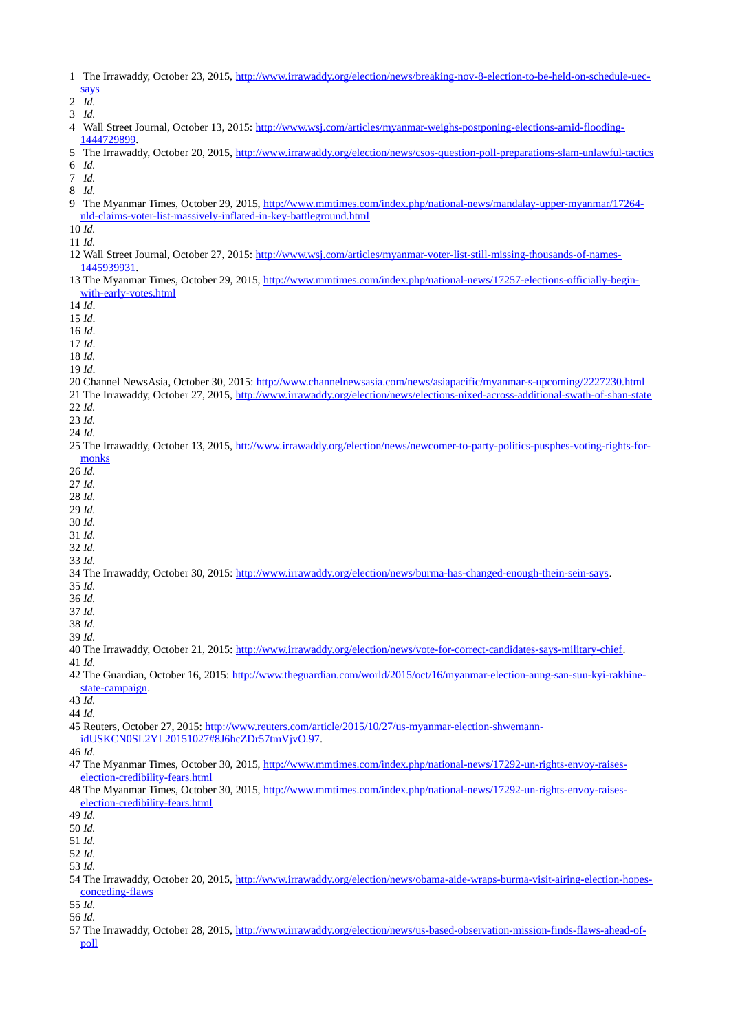1 The Irrawaddy, October 23, 2015, http://www.irrawaddy.org/election/news/breaking-nov-8-election-to-be-held-on-schedule-uec-says

2 *Id.*

3 *Id.*

4 Wall Street Journal, October 13, 2015: http://www.wsj.com/articles/myanmar-weighs-postponing-elections-amid-flooding-1444729899.

5 The Irrawaddy, October 20, 2015, http://www.irrawaddy.org/election/news/csos-question-poll-preparations-slam-unlawful-tactics

6 *Id.*

7 *Id.*

8 *Id.*

9 The Myanmar Times, October 29, 2015, http://www.mmtimes.com/index.php/national-news/mandalay-upper-myanmar/17264-nld-claims-voter-list-massively-inflated-in-key-battleground.html

10 *Id.*

11 *Id.*

12 Wall Street Journal, October 27, 2015: http://www.wsj.com/articles/myanmar-voter-list-still-missing-thousands-of-names-1445939931.

13 The Myanmar Times, October 29, 2015, http://www.mmtimes.com/index.php/national-news/17257-elections-officially-begin-with-early-votes.html

14 *Id*.

15 *Id*.

16 *Id.*

17 *Id*.

18 *Id.*

19 *Id*.

20 Channel NewsAsia, October 30, 2015: http://www.channelnewsasia.com/news/asiapacific/myanmar-s-upcoming/2227230.html

21 The Irrawaddy, October 27, 2015, http://www.irrawaddy.org/election/news/elections-nixed-across-additional-swath-of-shan-state

22 *Id.*

23 *Id.*

24 *Id.*

25 The Irrawaddy, October 13, 2015, htt://www.irrawaddy.org/election/news/newcomer-to-party-politics-pusphes-voting-rights-for-monks

26 *Id.*

27 *Id.*

28 *Id.*

29 *Id.*

30 *Id.*

31 *Id.*

32 *Id.*

33 *Id.*

34 The Irrawaddy, October 30, 2015: http://www.irrawaddy.org/election/news/burma-has-changed-enough-thein-sein-says.

35 *Id.*

36 *Id.*

37 *Id.*

38 *Id.*

39 *Id.*

40 The Irrawaddy, October 21, 2015: http://www.irrawaddy.org/election/news/vote-for-correct-candidates-says-military-chief.

41 *Id.*

42 The Guardian, October 16, 2015: http://www.theguardian.com/world/2015/oct/16/myanmar-election-aung-san-suu-kyi-rakhine-state-campaign.

43 *Id.*

44 *Id.*

45 Reuters, October 27, 2015: http://www.reuters.com/article/2015/10/27/us-myanmar-election-shwemann-idUSKCN0SL2YL20151027#8J6hcZDr57tmVjvO.97.

46 *Id.*

47 The Myanmar Times, October 30, 2015, http://www.mmtimes.com/index.php/national-news/17292-un-rights-envoy-raises-election-credibility-fears.html

48 The Myanmar Times, October 30, 2015, http://www.mmtimes.com/index.php/national-news/17292-un-rights-envoy-raises-election-credibility-fears.html

49 *Id.*

50 *Id.*

51 *Id.*

52 *Id.*

53 *Id.*

54 The Irrawaddy, October 20, 2015, http://www.irrawaddy.org/election/news/obama-aide-wraps-burma-visit-airing-election-hopes-conceding-flaws

55 *Id.*

56 *Id.*

57 The Irrawaddy, October 28, 2015, http://www.irrawaddy.org/election/news/us-based-observation-mission-finds-flaws-ahead-of-poll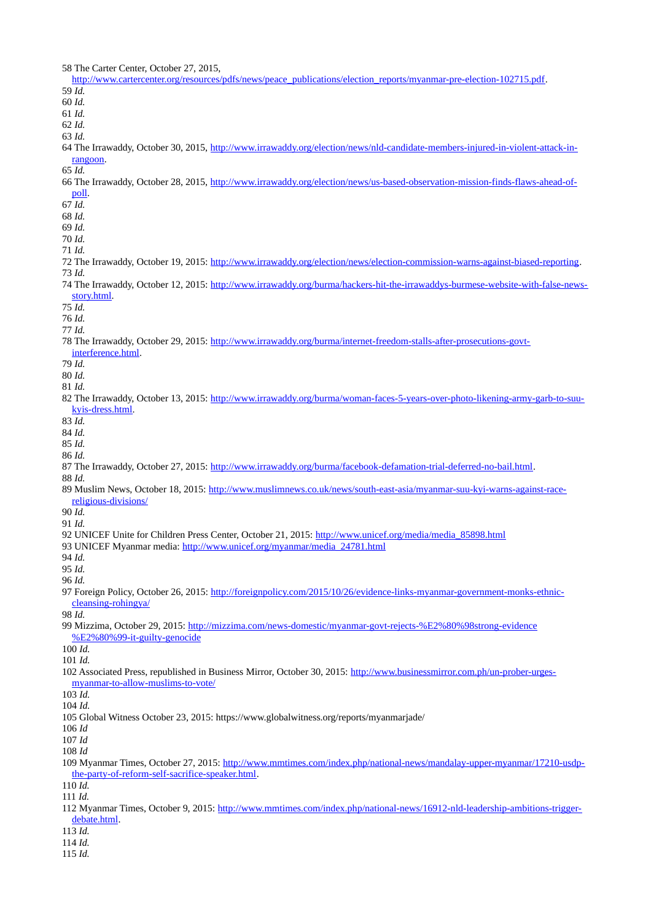58 The Carter Center, October 27, 2015, http://www.cartercenter.org/resources/pdfs/news/peace_publications/election_reports/myanmar-pre-election-102715.pdf.

59 *Id.*

60 *Id.*

61 *Id.*

62 *Id.*

63 *Id.*

64 The Irrawaddy, October 30, 2015, http://www.irrawaddy.org/election/news/nld-candidate-members-injured-in-violent-attack-in-rangoon.

65 *Id.*

66 The Irrawaddy, October 28, 2015, http://www.irrawaddy.org/election/news/us-based-observation-mission-finds-flaws-ahead-of-poll.

67 *Id.*

68 *Id.*

69 *Id.*

70 *Id.*

71 *Id.*

72 The Irrawaddy, October 19, 2015: http://www.irrawaddy.org/election/news/election-commission-warns-against-biased-reporting.

73 *Id.*

74 The Irrawaddy, October 12, 2015: http://www.irrawaddy.org/burma/hackers-hit-the-irrawaddys-burmese-website-with-false-news-story.html.

75 *Id.*

76 *Id.*

77 *Id.*

78 The Irrawaddy, October 29, 2015: http://www.irrawaddy.org/burma/internet-freedom-stalls-after-prosecutions-govt-interference.html.

79 *Id.*

80 *Id.*

81 *Id.*

82 The Irrawaddy, October 13, 2015: http://www.irrawaddy.org/burma/woman-faces-5-years-over-photo-likening-army-garb-to-suu-kyis-dress.html.

83 *Id.*

84 *Id.*

85 *Id.*

86 *Id.*

87 The Irrawaddy, October 27, 2015: http://www.irrawaddy.org/burma/facebook-defamation-trial-deferred-no-bail.html.

88 *Id.*

89 Muslim News, October 18, 2015: http://www.muslimnews.co.uk/news/south-east-asia/myanmar-suu-kyi-warns-against-race-religious-divisions/

90 *Id.*

91 *Id.*

92 UNICEF Unite for Children Press Center, October 21, 2015: http://www.unicef.org/media/media_85898.html

93 UNICEF Myanmar media: http://www.unicef.org/myanmar/media_24781.html

94 *Id.*

95 *Id.*

96 *Id.*

97 Foreign Policy, October 26, 2015: http://foreignpolicy.com/2015/10/26/evidence-links-myanmar-government-monks-ethnic-cleansing-rohingya/

98 *Id.*

99 Mizzima, October 29, 2015: http://mizzima.com/news-domestic/myanmar-govt-rejects-%E2%80%98strong-evidence%E2%80%99-it-guilty-genocide

100 *Id.*

101 *Id.*

102 Associated Press, republished in Business Mirror, October 30, 2015: http://www.businessmirror.com.ph/un-prober-urges-myanmar-to-allow-muslims-to-vote/

103 *Id.*

104 *Id.*

105 Global Witness October 23, 2015: https://www.globalwitness.org/reports/myanmarjade/

106 *Id*

107 *Id*

108 *Id*

109 Myanmar Times, October 27, 2015: http://www.mmtimes.com/index.php/national-news/mandalay-upper-myanmar/17210-usdp-the-party-of-reform-self-sacrifice-speaker.html.

110 *Id.*

111 *Id.*

112 Myanmar Times, October 9, 2015: http://www.mmtimes.com/index.php/national-news/16912-nld-leadership-ambitions-trigger-debate.html.

113 *Id.*

114 *Id.*

115 *Id.*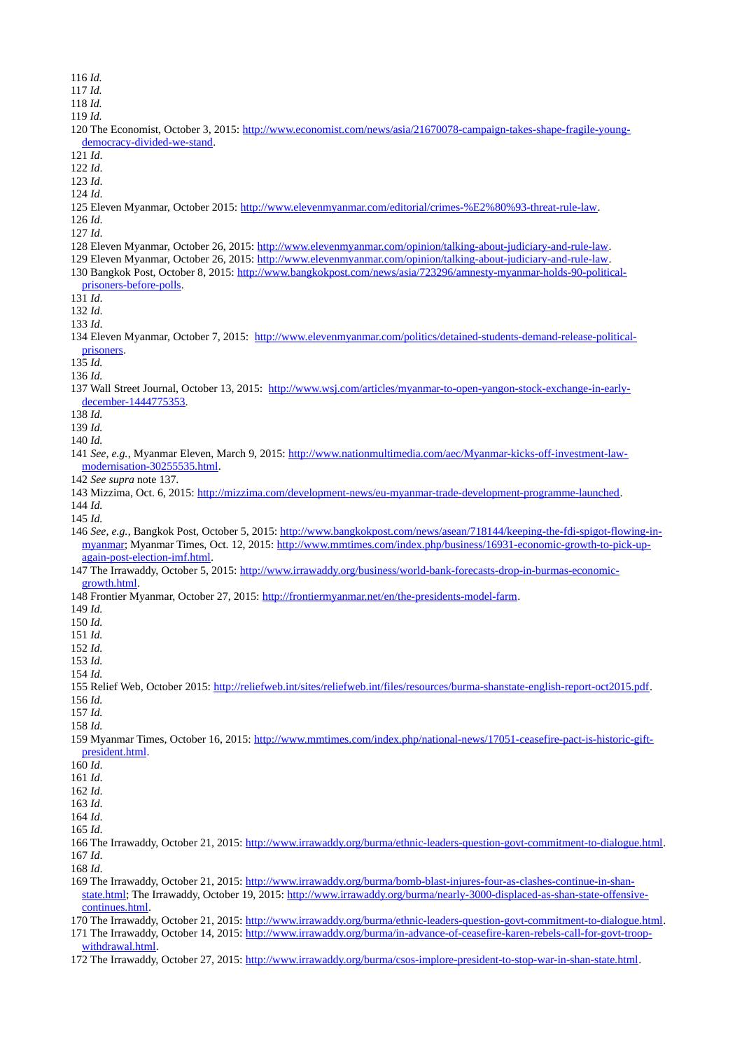116 *Id.*
117 *Id.*
118 *Id.*
119 *Id.*
120 The Economist, October 3, 2015: [http://www.economist.com/news/asia/21670078-campaign-takes-shape-fragile-young-democracy-divided-we-stand](http://www.economist.com/news/asia/21670078-campaign-takes-shape-fragile-young-democracy-divided-we-stand).
121 *Id*.
122 *Id*.
123 *Id*.
124 *Id*.
125 Eleven Myanmar, October 2015: [http://www.elevenmyanmar.com/editorial/crimes-%E2%80%93-threat-rule-law](http://www.elevenmyanmar.com/editorial/crimes-%E2%80%93-threat-rule-law).
126 *Id*.
127 *Id*.
128 Eleven Myanmar, October 26, 2015: [http://www.elevenmyanmar.com/opinion/talking-about-judiciary-and-rule-law](http://www.elevenmyanmar.com/opinion/talking-about-judiciary-and-rule-law).
129 Eleven Myanmar, October 26, 2015: [http://www.elevenmyanmar.com/opinion/talking-about-judiciary-and-rule-law](http://www.elevenmyanmar.com/opinion/talking-about-judiciary-and-rule-law).
130 Bangkok Post, October 8, 2015: [http://www.bangkokpost.com/news/asia/723296/amnesty-myanmar-holds-90-political-prisoners-before-polls](http://www.bangkokpost.com/news/asia/723296/amnesty-myanmar-holds-90-political-prisoners-before-polls).
131 *Id*.
132 *Id*.
133 *Id*.
134 Eleven Myanmar, October 7, 2015: [http://www.elevenmyanmar.com/politics/detained-students-demand-release-political-prisoners](http://www.elevenmyanmar.com/politics/detained-students-demand-release-political-prisoners).
135 *Id.*
136 *Id.*
137 Wall Street Journal, October 13, 2015: [http://www.wsj.com/articles/myanmar-to-open-yangon-stock-exchange-in-early-december-1444775353](http://www.wsj.com/articles/myanmar-to-open-yangon-stock-exchange-in-early-december-1444775353).
138 *Id.*
139 *Id.*
140 *Id.*
141 *See, e.g.*, Myanmar Eleven, March 9, 2015: [http://www.nationmultimedia.com/aec/Myanmar-kicks-off-investment-law-modernisation-30255535.html](http://www.nationmultimedia.com/aec/Myanmar-kicks-off-investment-law-modernisation-30255535.html).
142 *See supra* note 137.
143 Mizzima, Oct. 6, 2015: [http://mizzima.com/development-news/eu-myanmar-trade-development-programme-launched](http://mizzima.com/development-news/eu-myanmar-trade-development-programme-launched).
144 *Id.*
145 *Id.*
146 *See, e.g.*, Bangkok Post, October 5, 2015: [http://www.bangkokpost.com/news/asean/718144/keeping-the-fdi-spigot-flowing-in-myanmar](http://www.bangkokpost.com/news/asean/718144/keeping-the-fdi-spigot-flowing-in-myanmar); Myanmar Times, Oct. 12, 2015: [http://www.mmtimes.com/index.php/business/16931-economic-growth-to-pick-up-again-post-election-imf.html](http://www.mmtimes.com/index.php/business/16931-economic-growth-to-pick-up-again-post-election-imf.html).
147 The Irrawaddy, October 5, 2015: [http://www.irrawaddy.org/business/world-bank-forecasts-drop-in-burmas-economic-growth.html](http://www.irrawaddy.org/business/world-bank-forecasts-drop-in-burmas-economic-growth.html).
148 Frontier Myanmar, October 27, 2015: [http://frontiermyanmar.net/en/the-presidents-model-farm](http://frontiermyanmar.net/en/the-presidents-model-farm).
149 *Id.*
150 *Id.*
151 *Id.*
152 *Id.*
153 *Id.*
154 *Id.*
155 Relief Web, October 2015: [http://reliefweb.int/sites/reliefweb.int/files/resources/burma-shanstate-english-report-oct2015.pdf](http://reliefweb.int/sites/reliefweb.int/files/resources/burma-shanstate-english-report-oct2015.pdf).
156 *Id.*
157 *Id.*
158 *Id.*
159 Myanmar Times, October 16, 2015: [http://www.mmtimes.com/index.php/national-news/17051-ceasefire-pact-is-historic-gift-president.html](http://www.mmtimes.com/index.php/national-news/17051-ceasefire-pact-is-historic-gift-president.html).
160 *Id*.
161 *Id*.
162 *Id*.
163 *Id*.
164 *Id*.
165 *Id*.
166 The Irrawaddy, October 21, 2015: [http://www.irrawaddy.org/burma/ethnic-leaders-question-govt-commitment-to-dialogue.html](http://www.irrawaddy.org/burma/ethnic-leaders-question-govt-commitment-to-dialogue.html).
167 *Id*.
168 *Id*.
169 The Irrawaddy, October 21, 2015: [http://www.irrawaddy.org/burma/bomb-blast-injures-four-as-clashes-continue-in-shan-state.html](http://www.irrawaddy.org/burma/bomb-blast-injures-four-as-clashes-continue-in-shan-state.html); The Irrawaddy, October 19, 2015: [http://www.irrawaddy.org/burma/nearly-3000-displaced-as-shan-state-offensive-continues.html](http://www.irrawaddy.org/burma/nearly-3000-displaced-as-shan-state-offensive-continues.html).
170 The Irrawaddy, October 21, 2015: [http://www.irrawaddy.org/burma/ethnic-leaders-question-govt-commitment-to-dialogue.html](http://www.irrawaddy.org/burma/ethnic-leaders-question-govt-commitment-to-dialogue.html).
171 The Irrawaddy, October 14, 2015: [http://www.irrawaddy.org/burma/in-advance-of-ceasefire-karen-rebels-call-for-govt-troop-withdrawal.html](http://www.irrawaddy.org/burma/in-advance-of-ceasefire-karen-rebels-call-for-govt-troop-withdrawal.html).
172 The Irrawaddy, October 27, 2015: [http://www.irrawaddy.org/burma/csos-implore-president-to-stop-war-in-shan-state.html](http://www.irrawaddy.org/burma/csos-implore-president-to-stop-war-in-shan-state.html).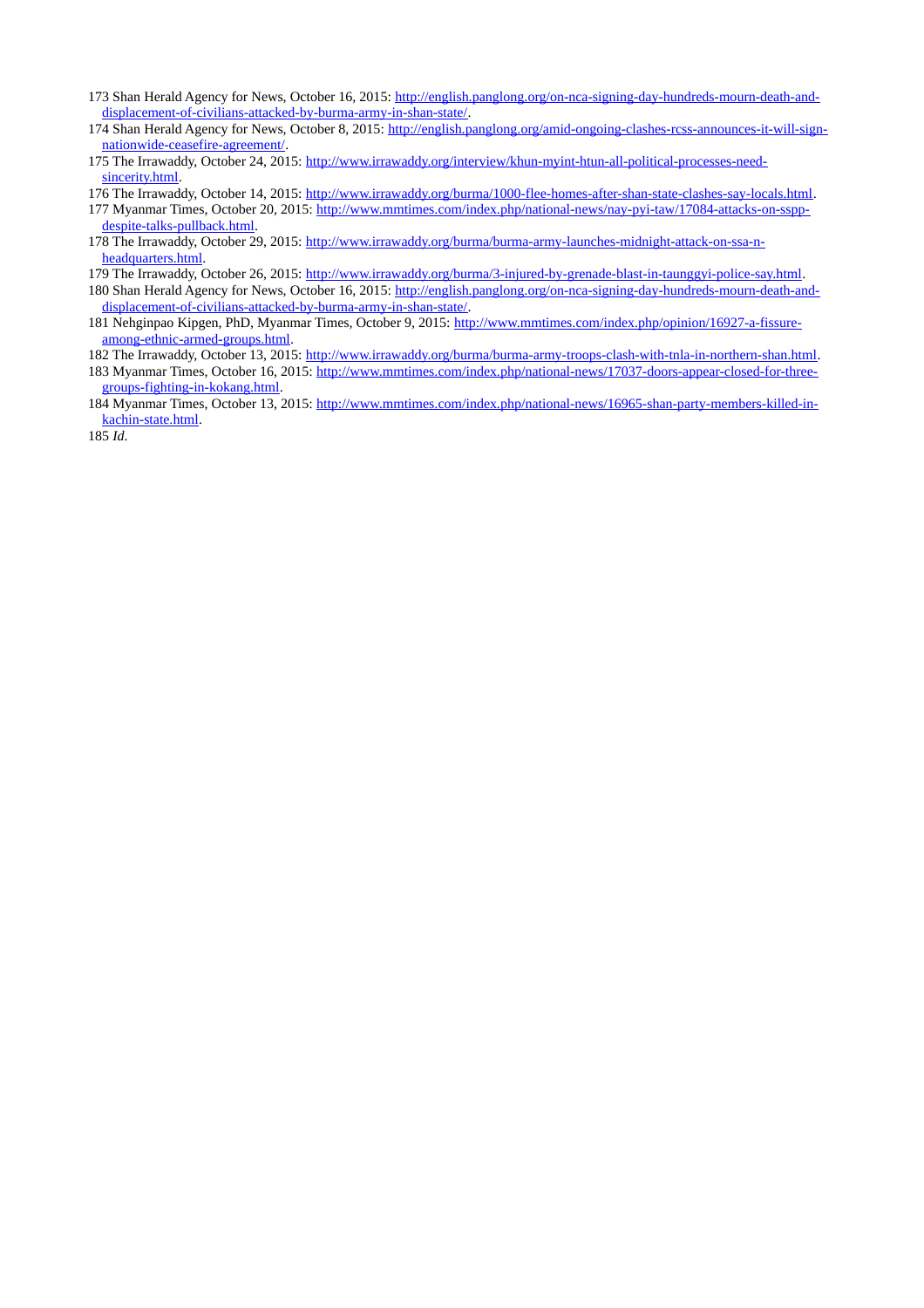173 Shan Herald Agency for News, October 16, 2015: http://english.panglong.org/on-nca-signing-day-hundreds-mourn-death-and-displacement-of-civilians-attacked-by-burma-army-in-shan-state/.

174 Shan Herald Agency for News, October 8, 2015: http://english.panglong.org/amid-ongoing-clashes-rcss-announces-it-will-sign-nationwide-ceasefire-agreement/.

175 The Irrawaddy, October 24, 2015: http://www.irrawaddy.org/interview/khun-myint-htun-all-political-processes-need-sincerity.html.

176 The Irrawaddy, October 14, 2015: http://www.irrawaddy.org/burma/1000-flee-homes-after-shan-state-clashes-say-locals.html.

177 Myanmar Times, October 20, 2015: http://www.mmtimes.com/index.php/national-news/nay-pyi-taw/17084-attacks-on-sspp-despite-talks-pullback.html.

178 The Irrawaddy, October 29, 2015: http://www.irrawaddy.org/burma/burma-army-launches-midnight-attack-on-ssa-n-headquarters.html.

179 The Irrawaddy, October 26, 2015: http://www.irrawaddy.org/burma/3-injured-by-grenade-blast-in-taunggyi-police-say.html.

180 Shan Herald Agency for News, October 16, 2015: http://english.panglong.org/on-nca-signing-day-hundreds-mourn-death-and-displacement-of-civilians-attacked-by-burma-army-in-shan-state/.

181 Nehginpao Kipgen, PhD, Myanmar Times, October 9, 2015: http://www.mmtimes.com/index.php/opinion/16927-a-fissure-among-ethnic-armed-groups.html.

182 The Irrawaddy, October 13, 2015: http://www.irrawaddy.org/burma/burma-army-troops-clash-with-tnla-in-northern-shan.html.

183 Myanmar Times, October 16, 2015: http://www.mmtimes.com/index.php/national-news/17037-doors-appear-closed-for-three-groups-fighting-in-kokang.html.

184 Myanmar Times, October 13, 2015: http://www.mmtimes.com/index.php/national-news/16965-shan-party-members-killed-in-kachin-state.html.

185 *Id*.